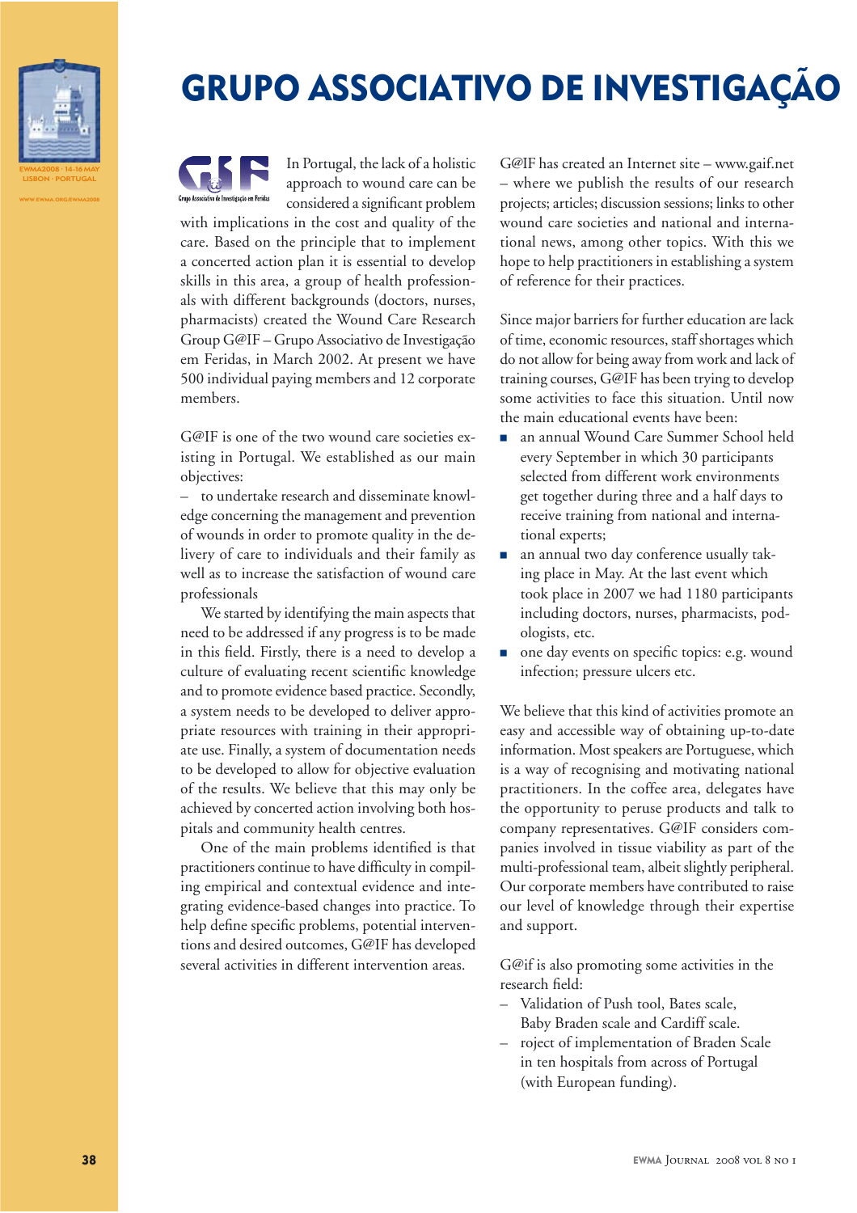# GRUPO ASSOCIATIVO DE INVESTIGAÇÃO

In Portugal, the lack of a holistic approach to wound care can be considered a significant problem with implications in the cost and quality of the care. Based on the principle that to implement a concerted action plan it is essential to develop skills in this area, a group of health professionals with different backgrounds (doctors, nurses, pharmacists) created the Wound Care Research Group G@IF – Grupo Associativo de Investigação em Feridas, in March 2002. At present we have 500 individual paying members and 12 corporate members.

G@IF is one of the two wound care societies existing in Portugal. We established as our main objectives:

– to undertake research and disseminate knowledge concerning the management and prevention of wounds in order to promote quality in the delivery of care to individuals and their family as well as to increase the satisfaction of wound care professionals

We started by identifying the main aspects that need to be addressed if any progress is to be made in this field. Firstly, there is a need to develop a culture of evaluating recent scientific knowledge and to promote evidence based practice. Secondly, a system needs to be developed to deliver appropriate resources with training in their appropriate use. Finally, a system of documentation needs to be developed to allow for objective evaluation of the results. We believe that this may only be achieved by concerted action involving both hospitals and community health centres.

One of the main problems identified is that practitioners continue to have difficulty in compiling empirical and contextual evidence and integrating evidence-based changes into practice. To help define specific problems, potential interventions and desired outcomes, G@IF has developed several activities in different intervention areas.

G@IF has created an Internet site – www.gaif.net – where we publish the results of our research projects; articles; discussion sessions; links to other wound care societies and national and international news, among other topics. With this we hope to help practitioners in establishing a system of reference for their practices.

Since major barriers for further education are lack of time, economic resources, staff shortages which do not allow for being away from work and lack of training courses, G@IF has been trying to develop some activities to face this situation. Until now the main educational events have been:

- an annual Wound Care Summer School held every September in which 30 participants selected from different work environments get together during three and a half days to receive training from national and international experts;
- an annual two day conference usually taking place in May. At the last event which took place in 2007 we had 1180 participants including doctors, nurses, pharmacists, podologists, etc.
- one day events on specific topics: e.g. wound infection; pressure ulcers etc.

We believe that this kind of activities promote an easy and accessible way of obtaining up-to-date information. Most speakers are Portuguese, which is a way of recognising and motivating national practitioners. In the coffee area, delegates have the opportunity to peruse products and talk to company representatives. G@IF considers companies involved in tissue viability as part of the multi-professional team, albeit slightly peripheral. Our corporate members have contributed to raise our level of knowledge through their expertise and support.

G@if is also promoting some activities in the research field:

– Validation of Push tool, Bates scale, Baby Braden scale and Cardiff scale.
– roject of implementation of Braden Scale in ten hospitals from across of Portugal (with European funding).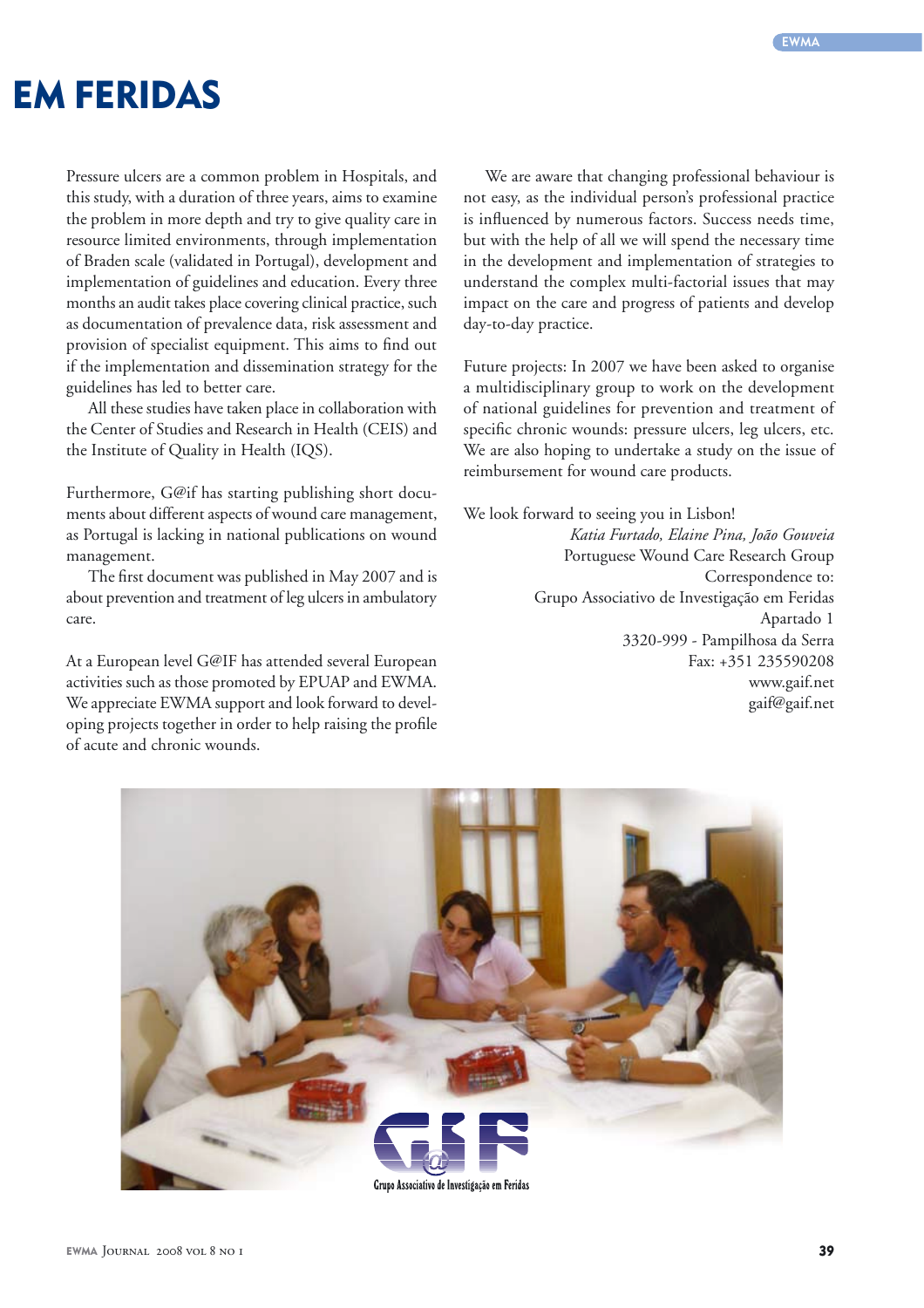# EM FERIDAS

Pressure ulcers are a common problem in Hospitals, and this study, with a duration of three years, aims to examine the problem in more depth and try to give quality care in resource limited environments, through implementation of Braden scale (validated in Portugal), development and implementation of guidelines and education. Every three months an audit takes place covering clinical practice, such as documentation of prevalence data, risk assessment and provision of specialist equipment. This aims to find out if the implementation and dissemination strategy for the guidelines has led to better care.

All these studies have taken place in collaboration with the Center of Studies and Research in Health (CEIS) and the Institute of Quality in Health (IQS).

Furthermore, G@if has starting publishing short documents about different aspects of wound care management, as Portugal is lacking in national publications on wound management.

The first document was published in May 2007 and is about prevention and treatment of leg ulcers in ambulatory care.

At a European level G@IF has attended several European activities such as those promoted by EPUAP and EWMA. We appreciate EWMA support and look forward to developing projects together in order to help raising the profile of acute and chronic wounds.

We are aware that changing professional behaviour is not easy, as the individual person's professional practice is influenced by numerous factors. Success needs time, but with the help of all we will spend the necessary time in the development and implementation of strategies to understand the complex multi-factorial issues that may impact on the care and progress of patients and develop day-to-day practice.

Future projects: In 2007 we have been asked to organise a multidisciplinary group to work on the development of national guidelines for prevention and treatment of specific chronic wounds: pressure ulcers, leg ulcers, etc. We are also hoping to undertake a study on the issue of reimbursement for wound care products.

We look forward to seeing you in Lisbon!

*Katia Furtado, Elaine Pina, João Gouveia*
Portuguese Wound Care Research Group
Correspondence to:
Grupo Associativo de Investigação em Feridas
Apartado 1
3320-999 - Pampilhosa da Serra
Fax: +351 235590208
www.gaif.net
gaif@gaif.net

Grupo Associativo de Investigação em Feridas